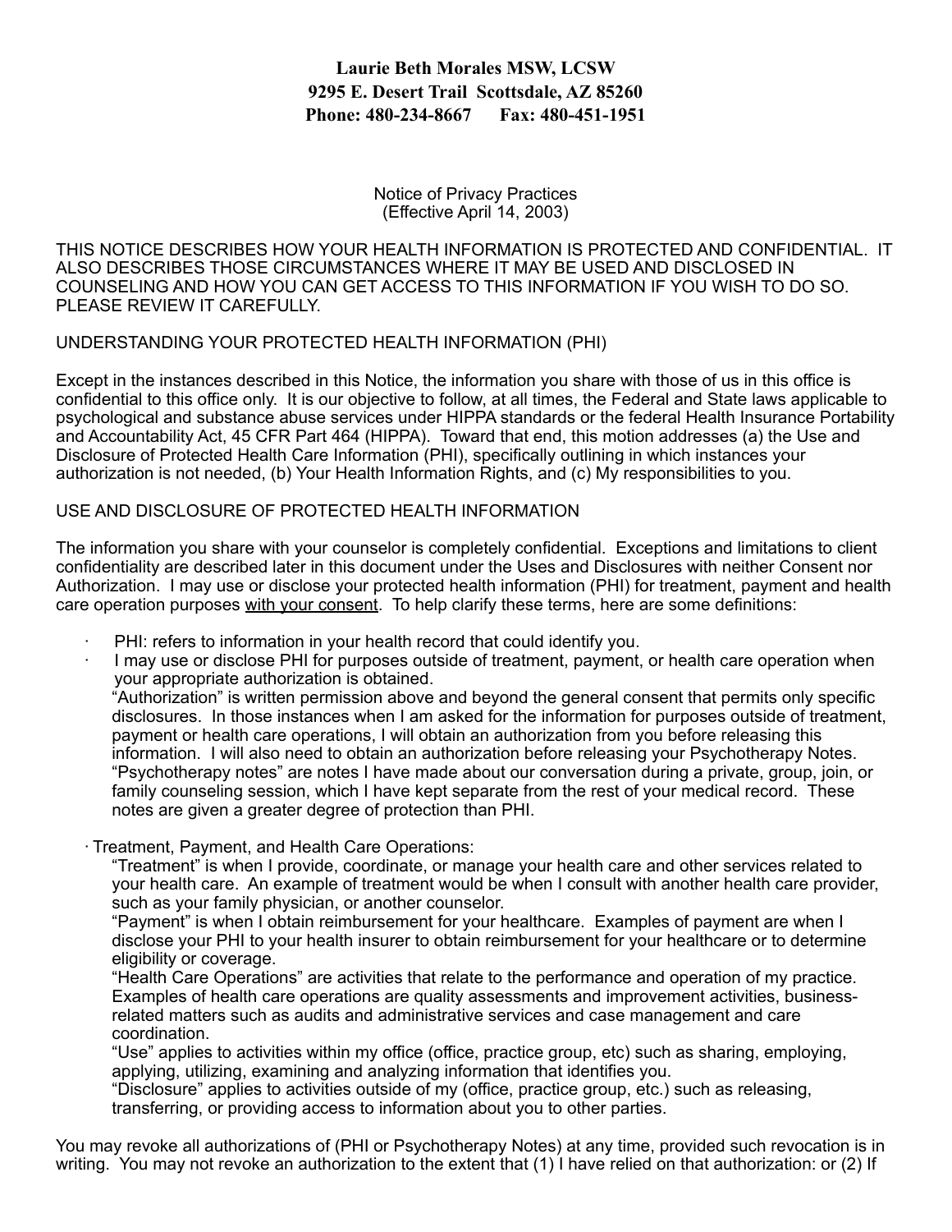**Laurie Beth Morales MSW, LCSW**
**9295 E. Desert Trail Scottsdale, AZ 85260**
**Phone: 480-234-8667 Fax: 480-451-1951**

Notice of Privacy Practices
(Effective April 14, 2003)

THIS NOTICE DESCRIBES HOW YOUR HEALTH INFORMATION IS PROTECTED AND CONFIDENTIAL. IT ALSO DESCRIBES THOSE CIRCUMSTANCES WHERE IT MAY BE USED AND DISCLOSED IN COUNSELING AND HOW YOU CAN GET ACCESS TO THIS INFORMATION IF YOU WISH TO DO SO. PLEASE REVIEW IT CAREFULLY.

UNDERSTANDING YOUR PROTECTED HEALTH INFORMATION (PHI)

Except in the instances described in this Notice, the information you share with those of us in this office is confidential to this office only. It is our objective to follow, at all times, the Federal and State laws applicable to psychological and substance abuse services under HIPPA standards or the federal Health Insurance Portability and Accountability Act, 45 CFR Part 464 (HIPPA). Toward that end, this motion addresses (a) the Use and Disclosure of Protected Health Care Information (PHI), specifically outlining in which instances your authorization is not needed, (b) Your Health Information Rights, and (c) My responsibilities to you.

USE AND DISCLOSURE OF PROTECTED HEALTH INFORMATION

The information you share with your counselor is completely confidential. Exceptions and limitations to client confidentiality are described later in this document under the Uses and Disclosures with neither Consent nor Authorization. I may use or disclose your protected health information (PHI) for treatment, payment and health care operation purposes <u>with your consent</u>. To help clarify these terms, here are some definitions:

- PHI: refers to information in your health record that could identify you.
- I may use or disclose PHI for purposes outside of treatment, payment, or health care operation when your appropriate authorization is obtained.
  "Authorization" is written permission above and beyond the general consent that permits only specific disclosures. In those instances when I am asked for the information for purposes outside of treatment, payment or health care operations, I will obtain an authorization from you before releasing this information. I will also need to obtain an authorization before releasing your Psychotherapy Notes. "Psychotherapy notes" are notes I have made about our conversation during a private, group, join, or family counseling session, which I have kept separate from the rest of your medical record. These notes are given a greater degree of protection than PHI.

- Treatment, Payment, and Health Care Operations:
  "Treatment" is when I provide, coordinate, or manage your health care and other services related to your health care. An example of treatment would be when I consult with another health care provider, such as your family physician, or another counselor.
  "Payment" is when I obtain reimbursement for your healthcare. Examples of payment are when I disclose your PHI to your health insurer to obtain reimbursement for your healthcare or to determine eligibility or coverage.
  "Health Care Operations" are activities that relate to the performance and operation of my practice. Examples of health care operations are quality assessments and improvement activities, business-related matters such as audits and administrative services and case management and care coordination.
  "Use" applies to activities within my office (office, practice group, etc) such as sharing, employing, applying, utilizing, examining and analyzing information that identifies you.
  "Disclosure" applies to activities outside of my (office, practice group, etc.) such as releasing, transferring, or providing access to information about you to other parties.

You may revoke all authorizations of (PHI or Psychotherapy Notes) at any time, provided such revocation is in writing. You may not revoke an authorization to the extent that (1) I have relied on that authorization: or (2) If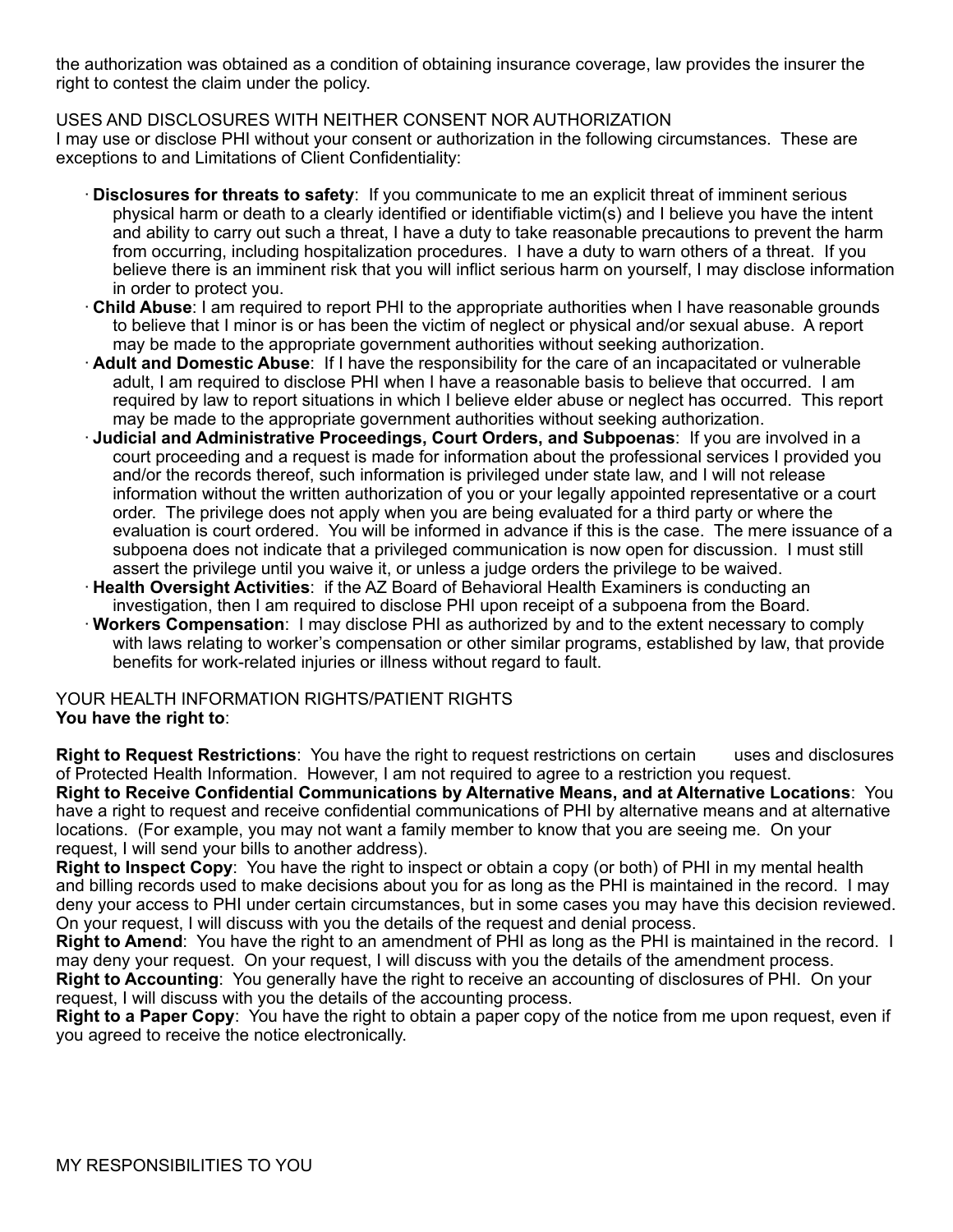the authorization was obtained as a condition of obtaining insurance coverage, law provides the insurer the right to contest the claim under the policy.

USES AND DISCLOSURES WITH NEITHER CONSENT NOR AUTHORIZATION

I may use or disclose PHI without your consent or authorization in the following circumstances. These are exceptions to and Limitations of Client Confidentiality:

- **Disclosures for threats to safety**: If you communicate to me an explicit threat of imminent serious physical harm or death to a clearly identified or identifiable victim(s) and I believe you have the intent and ability to carry out such a threat, I have a duty to take reasonable precautions to prevent the harm from occurring, including hospitalization procedures. I have a duty to warn others of a threat. If you believe there is an imminent risk that you will inflict serious harm on yourself, I may disclose information in order to protect you.
- **Child Abuse**: I am required to report PHI to the appropriate authorities when I have reasonable grounds to believe that I minor is or has been the victim of neglect or physical and/or sexual abuse. A report may be made to the appropriate government authorities without seeking authorization.
- **Adult and Domestic Abuse**: If I have the responsibility for the care of an incapacitated or vulnerable adult, I am required to disclose PHI when I have a reasonable basis to believe that occurred. I am required by law to report situations in which I believe elder abuse or neglect has occurred. This report may be made to the appropriate government authorities without seeking authorization.
- **Judicial and Administrative Proceedings, Court Orders, and Subpoenas**: If you are involved in a court proceeding and a request is made for information about the professional services I provided you and/or the records thereof, such information is privileged under state law, and I will not release information without the written authorization of you or your legally appointed representative or a court order. The privilege does not apply when you are being evaluated for a third party or where the evaluation is court ordered. You will be informed in advance if this is the case. The mere issuance of a subpoena does not indicate that a privileged communication is now open for discussion. I must still assert the privilege until you waive it, or unless a judge orders the privilege to be waived.
- **Health Oversight Activities**: if the AZ Board of Behavioral Health Examiners is conducting an investigation, then I am required to disclose PHI upon receipt of a subpoena from the Board.
- **Workers Compensation**: I may disclose PHI as authorized by and to the extent necessary to comply with laws relating to worker's compensation or other similar programs, established by law, that provide benefits for work-related injuries or illness without regard to fault.

YOUR HEALTH INFORMATION RIGHTS/PATIENT RIGHTS

**You have the right to**:

**Right to Request Restrictions**: You have the right to request restrictions on certain uses and disclosures of Protected Health Information. However, I am not required to agree to a restriction you request.

**Right to Receive Confidential Communications by Alternative Means, and at Alternative Locations**: You have a right to request and receive confidential communications of PHI by alternative means and at alternative locations. (For example, you may not want a family member to know that you are seeing me. On your request, I will send your bills to another address).

**Right to Inspect Copy**: You have the right to inspect or obtain a copy (or both) of PHI in my mental health and billing records used to make decisions about you for as long as the PHI is maintained in the record. I may deny your access to PHI under certain circumstances, but in some cases you may have this decision reviewed. On your request, I will discuss with you the details of the request and denial process.

**Right to Amend**: You have the right to an amendment of PHI as long as the PHI is maintained in the record. I may deny your request. On your request, I will discuss with you the details of the amendment process.

**Right to Accounting**: You generally have the right to receive an accounting of disclosures of PHI. On your request, I will discuss with you the details of the accounting process.

**Right to a Paper Copy**: You have the right to obtain a paper copy of the notice from me upon request, even if you agreed to receive the notice electronically.

MY RESPONSIBILITIES TO YOU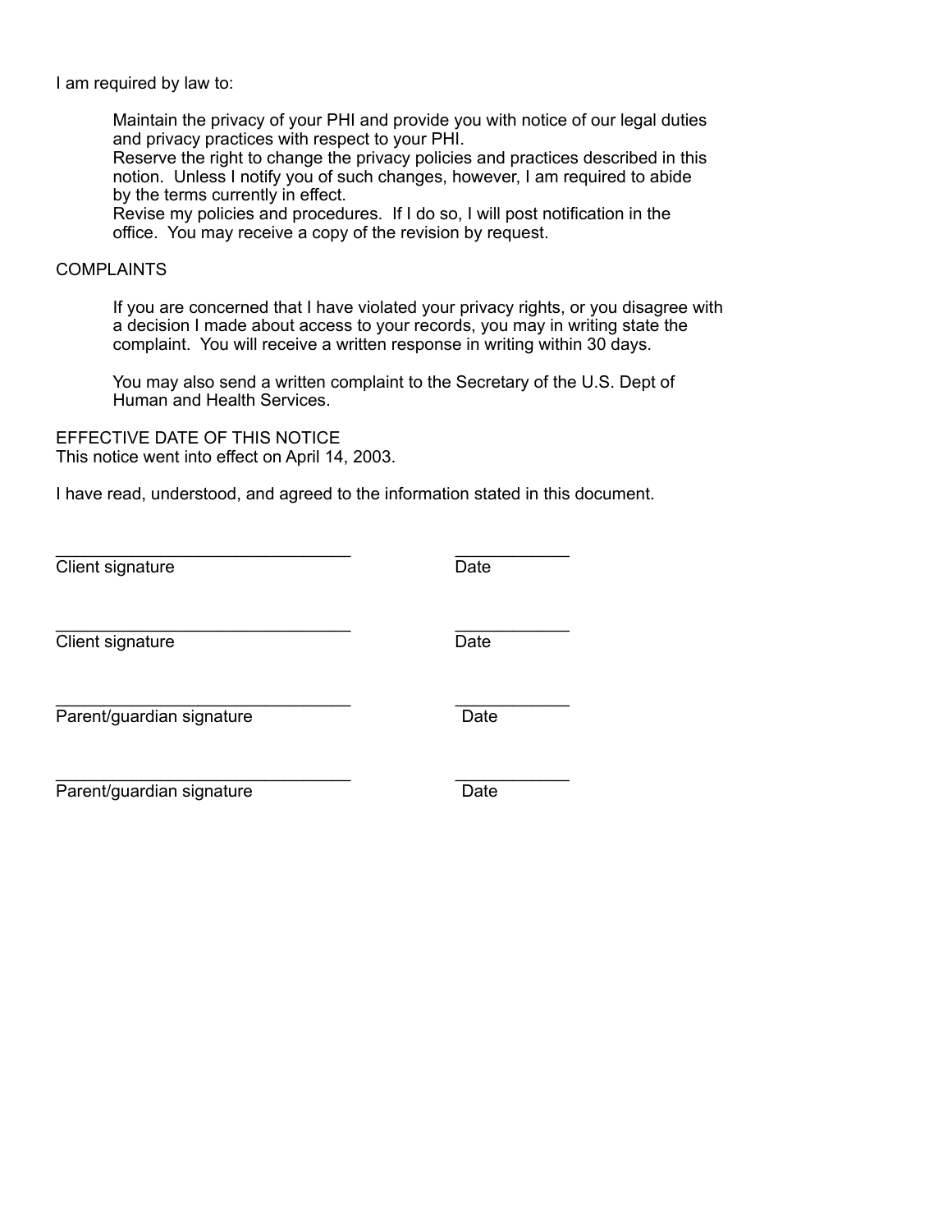I am required by law to:

Maintain the privacy of your PHI and provide you with notice of our legal duties and privacy practices with respect to your PHI.
Reserve the right to change the privacy policies and practices described in this notion. Unless I notify you of such changes, however, I am required to abide by the terms currently in effect.
Revise my policies and procedures. If I do so, I will post notification in the office. You may receive a copy of the revision by request.

COMPLAINTS

If you are concerned that I have violated your privacy rights, or you disagree with a decision I made about access to your records, you may in writing state the complaint. You will receive a written response in writing within 30 days.

You may also send a written complaint to the Secretary of the U.S. Dept of Human and Health Services.

EFFECTIVE DATE OF THIS NOTICE
This notice went into effect on April 14, 2003.

I have read, understood, and agreed to the information stated in this document.

________________________________ ____________
Client signature Date

________________________________ ____________
Client signature Date

________________________________ ____________
Parent/guardian signature Date

________________________________ ____________
Parent/guardian signature Date